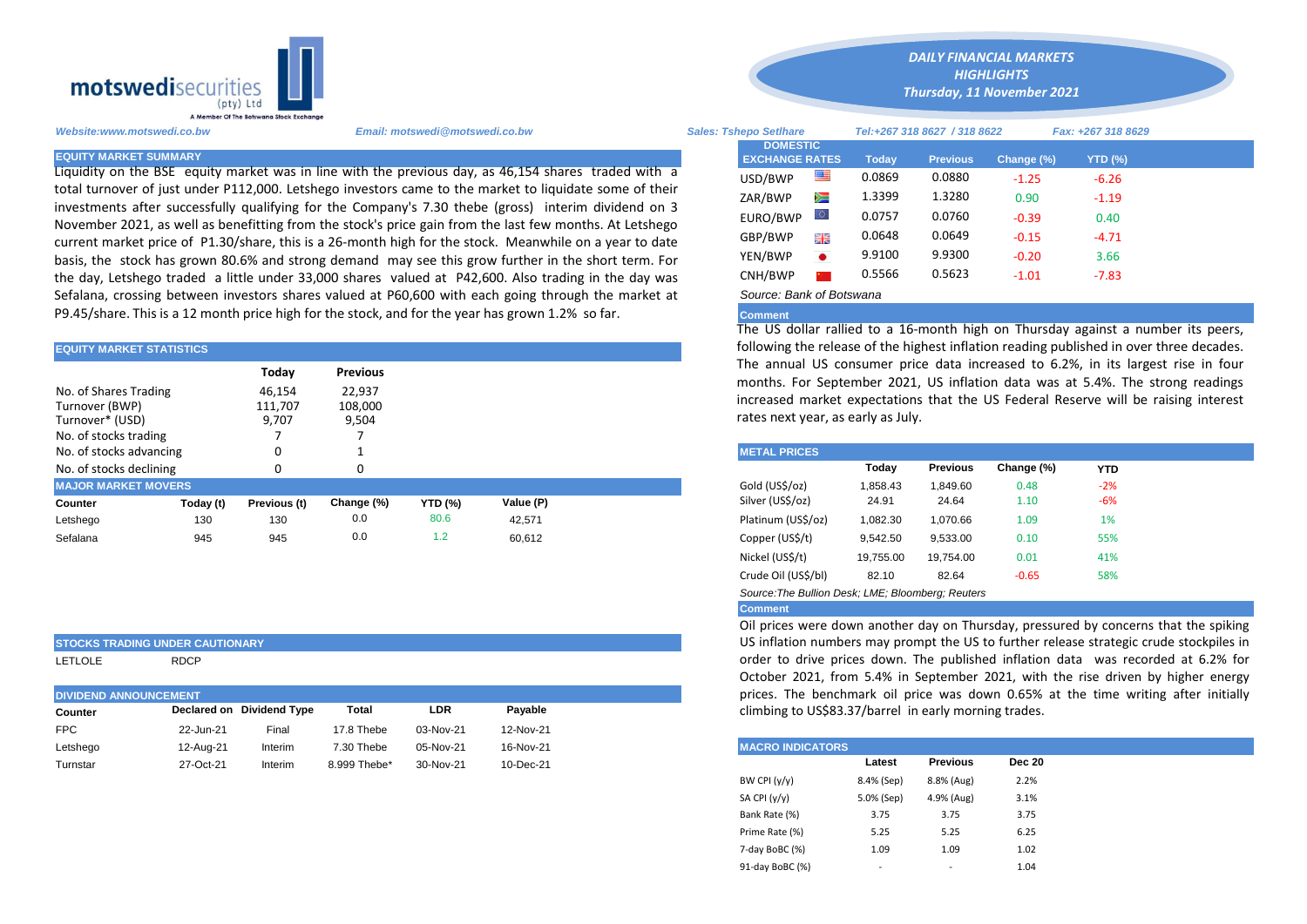**motswedisecurities** (pty) Ltd
A Member Of The Botswana Stock Exchange

# DAILY FINANCIAL MARKETS HIGHLIGHTS
*Thursday, 11 November 2021*

*Website:www.motswedi.co.bw* | *Email: motswedi@motswedi.co.bw* | *Sales: Tshepo Setlhare* | *Tel:+267 318 8627 / 318 8622* | *Fax: +267 318 8629*

## EQUITY MARKET SUMMARY

Liquidity on the BSE equity market was in line with the previous day, as 46,154 shares traded with a total turnover of just under P112,000. Letshego investors came to the market to liquidate some of their investments after successfully qualifying for the Company's 7.30 thebe (gross) interim dividend on 3 November 2021, as well as benefitting from the stock's price gain from the last few months. At Letshego current market price of P1.30/share, this is a 26-month high for the stock. Meanwhile on a year to date basis, the stock has grown 80.6% and strong demand may see this grow further in the short term. For the day, Letshego traded a little under 33,000 shares valued at P42,600. Also trading in the day was Sefalana, crossing between investors shares valued at P60,600 with each going through the market at P9.45/share. This is a 12 month price high for the stock, and for the year has grown 1.2% so far.

## EQUITY MARKET STATISTICS

| | Today | Previous |
|---|---|---|
| No. of Shares Trading | 46,154 | 22,937 |
| Turnover (BWP) | 111,707 | 108,000 |
| Turnover* (USD) | 9,707 | 9,504 |
| No. of stocks trading | 7 | 7 |
| No. of stocks advancing | 0 | 1 |
| No. of stocks declining | 0 | 0 |

## MAJOR MARKET MOVERS

| Counter | Today (t) | Previous (t) | Change (%) | YTD (%) | Value (P) |
|---|---|---|---|---|---|
| Letshego | 130 | 130 | 0.0 | 80.6 | 42,571 |
| Sefalana | 945 | 945 | 0.0 | 1.2 | 60,612 |

## STOCKS TRADING UNDER CAUTIONARY

LETLOLE RDCP

## DIVIDEND ANNOUNCEMENT

| Counter | Declared on | Dividend Type | Total | LDR | Payable |
|---|---|---|---|---|---|
| FPC | 22-Jun-21 | Final | 17.8 Thebe | 03-Nov-21 | 12-Nov-21 |
| Letshego | 12-Aug-21 | Interim | 7.30 Thebe | 05-Nov-21 | 16-Nov-21 |
| Turnstar | 27-Oct-21 | Interim | 8.999 Thebe* | 30-Nov-21 | 10-Dec-21 |

## DOMESTIC EXCHANGE RATES

| DOMESTIC EXCHANGE RATES | Today | Previous | Change (%) | YTD (%) |
|---|---|---|---|---|
| USD/BWP | 0.0869 | 0.0880 | -1.25 | -6.26 |
| ZAR/BWP | 1.3399 | 1.3280 | 0.90 | -1.19 |
| EURO/BWP | 0.0757 | 0.0760 | -0.39 | 0.40 |
| GBP/BWP | 0.0648 | 0.0649 | -0.15 | -4.71 |
| YEN/BWP | 9.9100 | 9.9300 | -0.20 | 3.66 |
| CNH/BWP | 0.5566 | 0.5623 | -1.01 | -7.83 |

*Source: Bank of Botswana*

### Comment

The US dollar rallied to a 16-month high on Thursday against a number its peers, following the release of the highest inflation reading published in over three decades. The annual US consumer price data increased to 6.2%, in its largest rise in four months. For September 2021, US inflation data was at 5.4%. The strong readings increased market expectations that the US Federal Reserve will be raising interest rates next year, as early as July.

## METAL PRICES

| | Today | Previous | Change (%) | YTD |
|---|---|---|---|---|
| Gold (US$/oz) | 1,858.43 | 1,849.60 | 0.48 | -2% |
| Silver (US$/oz) | 24.91 | 24.64 | 1.10 | -6% |
| Platinum (US$/oz) | 1,082.30 | 1,070.66 | 1.09 | 1% |
| Copper (US$/t) | 9,542.50 | 9,533.00 | 0.10 | 55% |
| Nickel (US$/t) | 19,755.00 | 19,754.00 | 0.01 | 41% |
| Crude Oil (US$/bl) | 82.10 | 82.64 | -0.65 | 58% |

*Source:The Bullion Desk; LME; Bloomberg; Reuters*

### Comment

Oil prices were down another day on Thursday, pressured by concerns that the spiking US inflation numbers may prompt the US to further release strategic crude stockpiles in order to drive prices down. The published inflation data was recorded at 6.2% for October 2021, from 5.4% in September 2021, with the rise driven by higher energy prices. The benchmark oil price was down 0.65% at the time writing after initially climbing to US$83.37/barrel in early morning trades.

## MACRO INDICATORS

| | Latest | Previous | Dec 20 |
|---|---|---|---|
| BW CPI (y/y) | 8.4% (Sep) | 8.8% (Aug) | 2.2% |
| SA CPI (y/y) | 5.0% (Sep) | 4.9% (Aug) | 3.1% |
| Bank Rate (%) | 3.75 | 3.75 | 3.75 |
| Prime Rate (%) | 5.25 | 5.25 | 6.25 |
| 7-day BoBC (%) | 1.09 | 1.09 | 1.02 |
| 91-day BoBC (%) | - | - | 1.04 |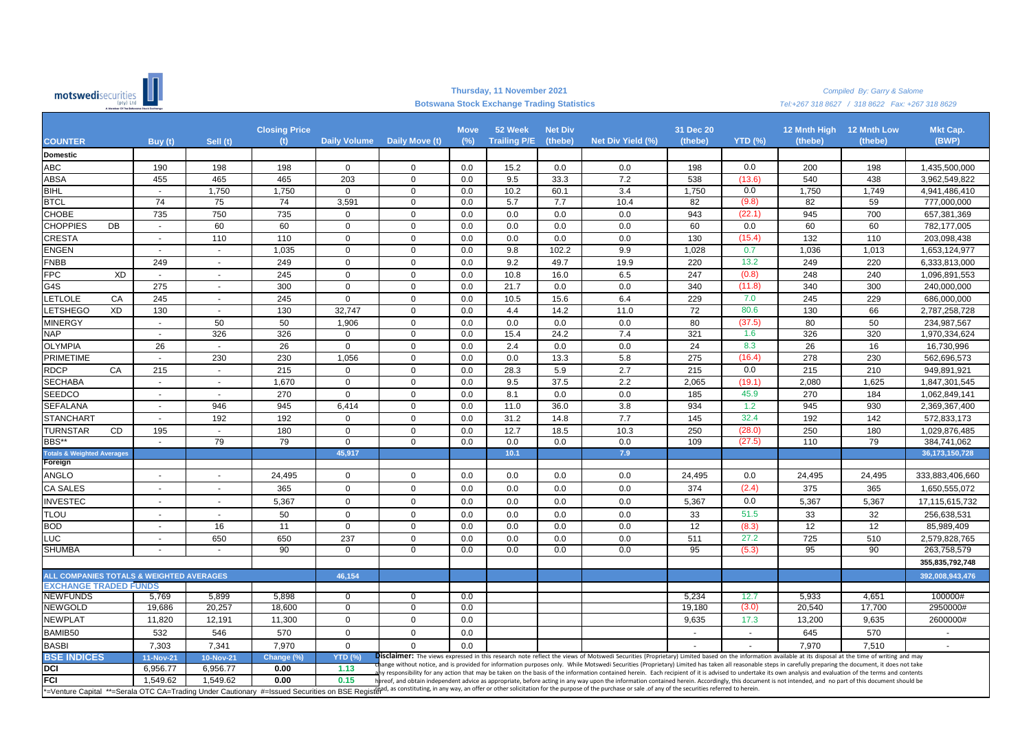motswedisecurities (pty) Ltd — A Member Of The Botswana Stock Exchange

**Thursday, 11 November 2021**
**Botswana Stock Exchange Trading Statistics**

*Compiled By: Garry & Salome*
*Tel:+267 318 8627 / 318 8622 Fax: +267 318 8629*

| COUNTER | | Buy (t) | Sell (t) | Closing Price (t) | Daily Volume | Daily Move (t) | Move (%) | 52 Week Trailing P/E | Net Div (thebe) | Net Div Yield (%) | 31 Dec 20 (thebe) | YTD (%) | 12 Mnth High (thebe) | 12 Mnth Low (thebe) | Mkt Cap. (BWP) |
|---|---|---|---|---|---|---|---|---|---|---|---|---|---|---|---|
| **Domestic** | | | | | | | | | | | | | | | |
| ABC | | 190 | 198 | 198 | 0 | 0 | 0.0 | 15.2 | 0.0 | 0.0 | 198 | 0.0 | 200 | 198 | 1,435,500,000 |
| ABSA | | 455 | 465 | 465 | 203 | 0 | 0.0 | 9.5 | 33.3 | 7.2 | 538 | (13.6) | 540 | 438 | 3,962,549,822 |
| BIHL | | - | 1,750 | 1,750 | 0 | 0 | 0.0 | 10.2 | 60.1 | 3.4 | 1,750 | 0.0 | 1,750 | 1,749 | 4,941,486,410 |
| BTCL | | 74 | 75 | 74 | 3,591 | 0 | 0.0 | 5.7 | 7.7 | 10.4 | 82 | (9.8) | 82 | 59 | 777,000,000 |
| CHOBE | | 735 | 750 | 735 | 0 | 0 | 0.0 | 0.0 | 0.0 | 0.0 | 943 | (22.1) | 945 | 700 | 657,381,369 |
| CHOPPIES | DB | - | 60 | 60 | 0 | 0 | 0.0 | 0.0 | 0.0 | 0.0 | 60 | 0.0 | 60 | 60 | 782,177,005 |
| CRESTA | | - | 110 | 110 | 0 | 0 | 0.0 | 0.0 | 0.0 | 0.0 | 130 | (15.4) | 132 | 110 | 203,098,438 |
| ENGEN | | - | - | 1,035 | 0 | 0 | 0.0 | 9.8 | 102.2 | 9.9 | 1,028 | 0.7 | 1,036 | 1,013 | 1,653,124,977 |
| FNBB | | 249 | - | 249 | 0 | 0 | 0.0 | 9.2 | 49.7 | 19.9 | 220 | 13.2 | 249 | 220 | 6,333,813,000 |
| FPC | XD | - | - | 245 | 0 | 0 | 0.0 | 10.8 | 16.0 | 6.5 | 247 | (0.8) | 248 | 240 | 1,096,891,553 |
| G4S | | 275 | - | 300 | 0 | 0 | 0.0 | 21.7 | 0.0 | 0.0 | 340 | (11.8) | 340 | 300 | 240,000,000 |
| LETLOLE | CA | 245 | - | 245 | 0 | 0 | 0.0 | 10.5 | 15.6 | 6.4 | 229 | 7.0 | 245 | 229 | 686,000,000 |
| LETSHEGO | XD | 130 | - | 130 | 32,747 | 0 | 0.0 | 4.4 | 14.2 | 11.0 | 72 | 80.6 | 130 | 66 | 2,787,258,728 |
| MINERGY | | - | 50 | 50 | 1,906 | 0 | 0.0 | 0.0 | 0.0 | 0.0 | 80 | (37.5) | 80 | 50 | 234,987,567 |
| NAP | | - | 326 | 326 | 0 | 0 | 0.0 | 15.4 | 24.2 | 7.4 | 321 | 1.6 | 326 | 320 | 1,970,334,624 |
| OLYMPIA | | 26 | - | 26 | 0 | 0 | 0.0 | 2.4 | 0.0 | 0.0 | 24 | 8.3 | 26 | 16 | 16,730,996 |
| PRIMETIME | | - | 230 | 230 | 1,056 | 0 | 0.0 | 0.0 | 13.3 | 5.8 | 275 | (16.4) | 278 | 230 | 562,696,573 |
| RDCP | CA | 215 | - | 215 | 0 | 0 | 0.0 | 28.3 | 5.9 | 2.7 | 215 | 0.0 | 215 | 210 | 949,891,921 |
| SECHABA | | - | - | 1,670 | 0 | 0 | 0.0 | 9.5 | 37.5 | 2.2 | 2,065 | (19.1) | 2,080 | 1,625 | 1,847,301,545 |
| SEEDCO | | - | - | 270 | 0 | 0 | 0.0 | 8.1 | 0.0 | 0.0 | 185 | 45.9 | 270 | 184 | 1,062,849,141 |
| SEFALANA | | - | 946 | 945 | 6,414 | 0 | 0.0 | 11.0 | 36.0 | 3.8 | 934 | 1.2 | 945 | 930 | 2,369,367,400 |
| STANCHART | | - | 192 | 192 | 0 | 0 | 0.0 | 31.2 | 14.8 | 7.7 | 145 | 32.4 | 192 | 142 | 572,833,173 |
| TURNSTAR | CD | 195 | - | 180 | 0 | 0 | 0.0 | 12.7 | 18.5 | 10.3 | 250 | (28.0) | 250 | 180 | 1,029,876,485 |
| BBS** | | - | 79 | 79 | 0 | 0 | 0.0 | 0.0 | 0.0 | 0.0 | 109 | (27.5) | 110 | 79 | 384,741,062 |
| **Totals & Weighted Averages** | | | | | 45,917 | | | 10.1 | | 7.9 | | | | | 36,173,150,728 |
| **Foreign** | | | | | | | | | | | | | | | |
| ANGLO | | - | - | 24,495 | 0 | 0 | 0.0 | 0.0 | 0.0 | 0.0 | 24,495 | 0.0 | 24,495 | 24,495 | 333,883,406,660 |
| CA SALES | | - | - | 365 | 0 | 0 | 0.0 | 0.0 | 0.0 | 0.0 | 374 | (2.4) | 375 | 365 | 1,650,555,072 |
| INVESTEC | | - | - | 5,367 | 0 | 0 | 0.0 | 0.0 | 0.0 | 0.0 | 5,367 | 0.0 | 5,367 | 5,367 | 17,115,615,732 |
| TLOU | | - | - | 50 | 0 | 0 | 0.0 | 0.0 | 0.0 | 0.0 | 33 | 51.5 | 33 | 32 | 256,638,531 |
| BOD | | - | 16 | 11 | 0 | 0 | 0.0 | 0.0 | 0.0 | 0.0 | 12 | (8.3) | 12 | 12 | 85,989,409 |
| LUC | | - | 650 | 650 | 237 | 0 | 0.0 | 0.0 | 0.0 | 0.0 | 511 | 27.2 | 725 | 510 | 2,579,828,765 |
| SHUMBA | | - | - | 90 | 0 | 0 | 0.0 | 0.0 | 0.0 | 0.0 | 95 | (5.3) | 95 | 90 | 263,758,579 |
| | | | | | | | | | | | | | | | 355,835,792,748 |
| **ALL COMPANIES TOTALS & WEIGHTED AVERAGES** | | | | | 46,154 | | | | | | | | | | 392,008,943,476 |
| **EXCHANGE TRADED FUNDS** | | | | | | | | | | | | | | | |
| NEWFUNDS | | 5,769 | 5,899 | 5,898 | 0 | 0 | 0.0 | | | | 5,234 | 12.7 | 5,933 | 4,651 | 100000# |
| NEWGOLD | | 19,686 | 20,257 | 18,600 | 0 | 0 | 0.0 | | | | 19,180 | (3.0) | 20,540 | 17,700 | 2950000# |
| NEWPLAT | | 11,820 | 12,191 | 11,300 | 0 | 0 | 0.0 | | | | 9,635 | 17.3 | 13,200 | 9,635 | 2600000# |
| BAMIB50 | | 532 | 546 | 570 | 0 | 0 | 0.0 | | | | - | - | 645 | 570 | - |
| BASBI | | 7,303 | 7,341 | 7,970 | 0 | 0 | 0.0 | | | | - | - | 7,970 | 7,510 | - |

| BSE INDICES | 11-Nov-21 | 10-Nov-21 | Change (%) | YTD (%) |
|---|---|---|---|---|
| DCI | 6,956.77 | 6,956.77 | 0.00 | 1.13 |
| FCI | 1,549.62 | 1,549.62 | 0.00 | 0.15 |

*=Venture Capital **=Serala OTC CA=Trading Under Cautionary #=Issued Securities on BSE Register

**Disclaimer:** The views expressed in this research note reflect the views of Motswedi Securities (Proprietary) Limited based on the information available at its disposal at the time of writing and may change without notice, and is provided for information purposes only. While Motswedi Securities (Proprietary) Limited has taken all reasonable steps in carefully preparing the document, it does not take any responsibility for any action that may be taken on the basis of the information contained herein. Each recipient of it is advised to undertake its own analysis and evaluation of the terms and contents hereof, and obtain independent advice as appropriate, before acting in any way upon the information contained herein. Accordingly, this document is not intended, and no part of this document should be read, as constituting, in any way, an offer or other solicitation for the purpose of the purchase or sale .of any of the securities referred to herein.